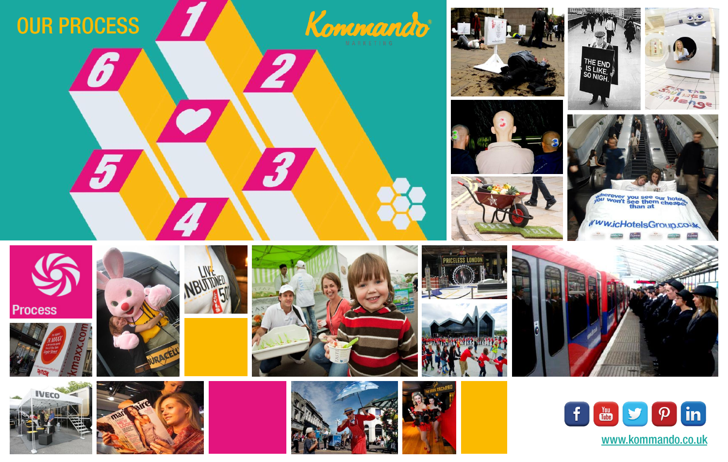# OUR PROCESS

Kommando® MARKETING

Process

www.kommando.co.uk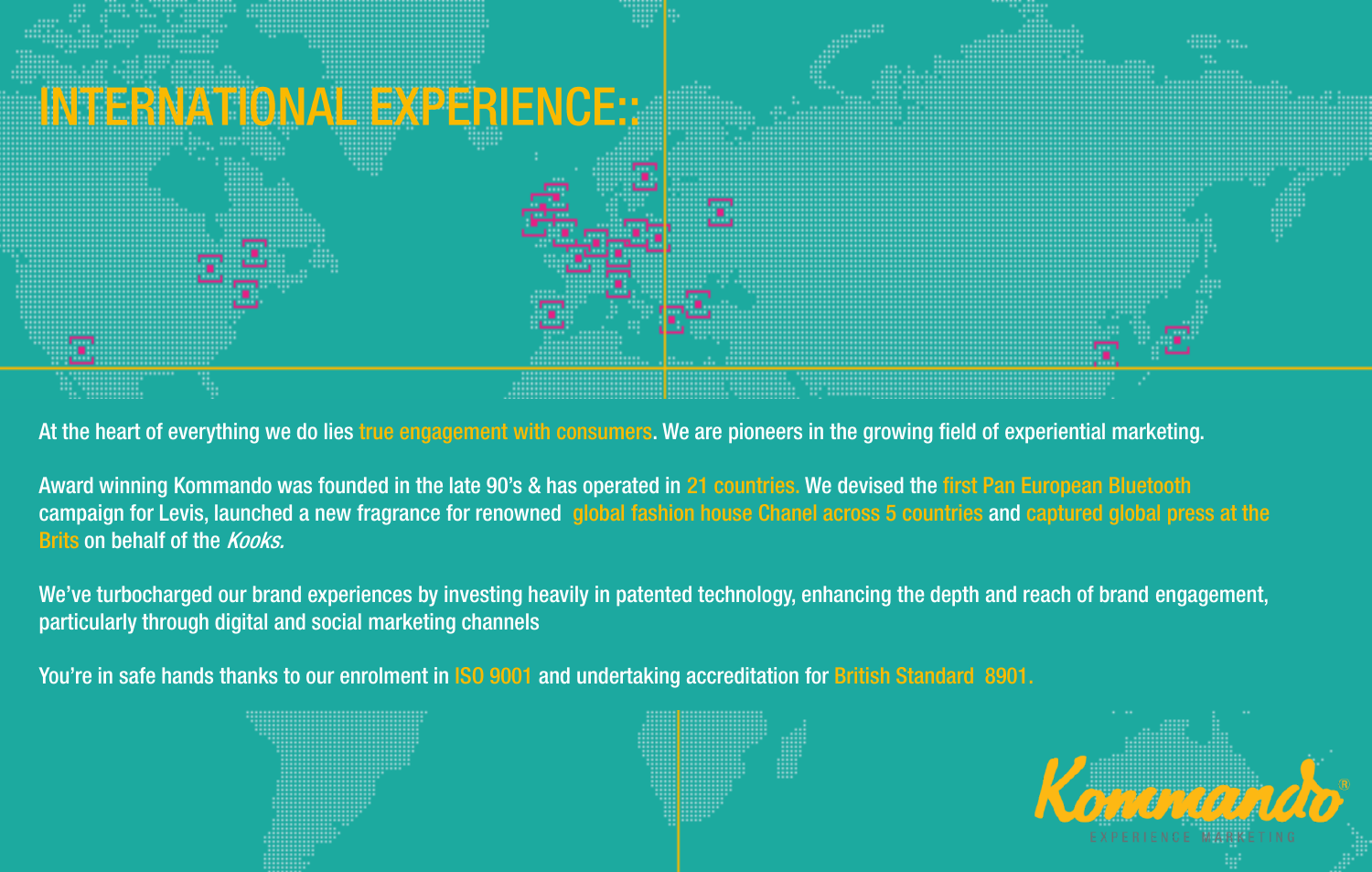# INTERNATIONAL EXPERIENCE::

At the heart of everything we do lies true engagement with consumers. We are pioneers in the growing field of experiential marketing.

Award winning Kommando was founded in the late 90's & has operated in 21 countries. We devised the first Pan European Bluetooth campaign for Levis, launched a new fragrance for renowned global fashion house Chanel across 5 countries and captured global press at the Brits on behalf of the *Kooks.*

We've turbocharged our brand experiences by investing heavily in patented technology, enhancing the depth and reach of brand engagement, particularly through digital and social marketing channels

You're in safe hands thanks to our enrolment in ISO 9001 and undertaking accreditation for British Standard 8901.

Kommando®
EXPERIENCE MARKETING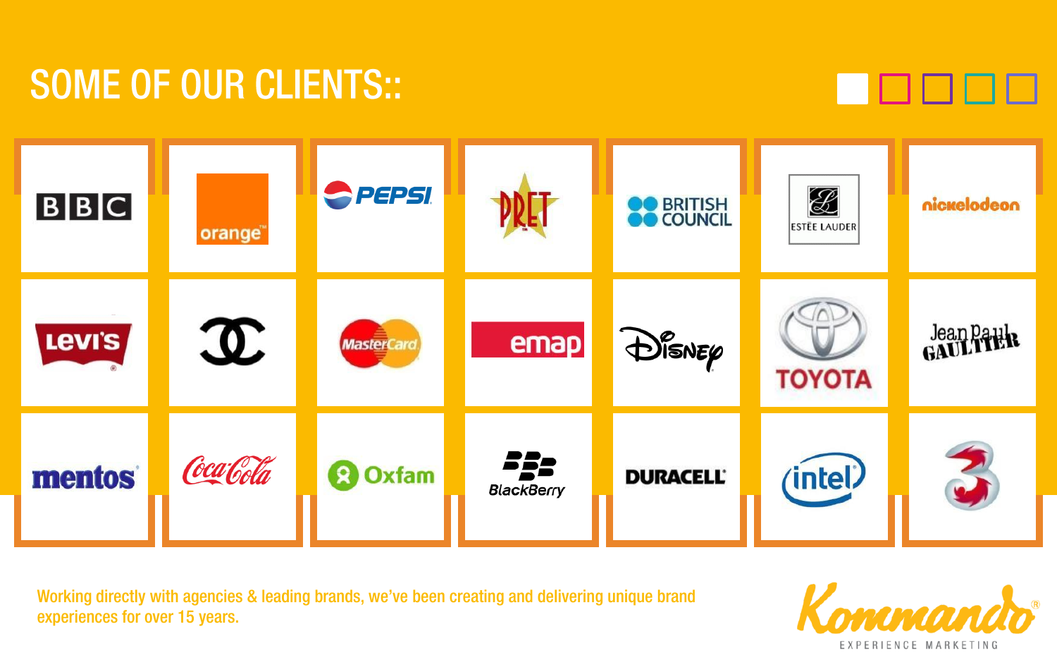# SOME OF OUR CLIENTS::

BBC | orange | PEPSI | PRET | BRITISH COUNCIL | ESTÉE LAUDER | nickelodeon

Levi's | CC | MasterCard | emap | Disney | TOYOTA | Jean Paul GAULTIER

mentos | Coca-Cola | Oxfam | BlackBerry | DURACELL | intel | 3

Working directly with agencies & leading brands, we've been creating and delivering unique brand experiences for over 15 years.

Kommando®
EXPERIENCE MARKETING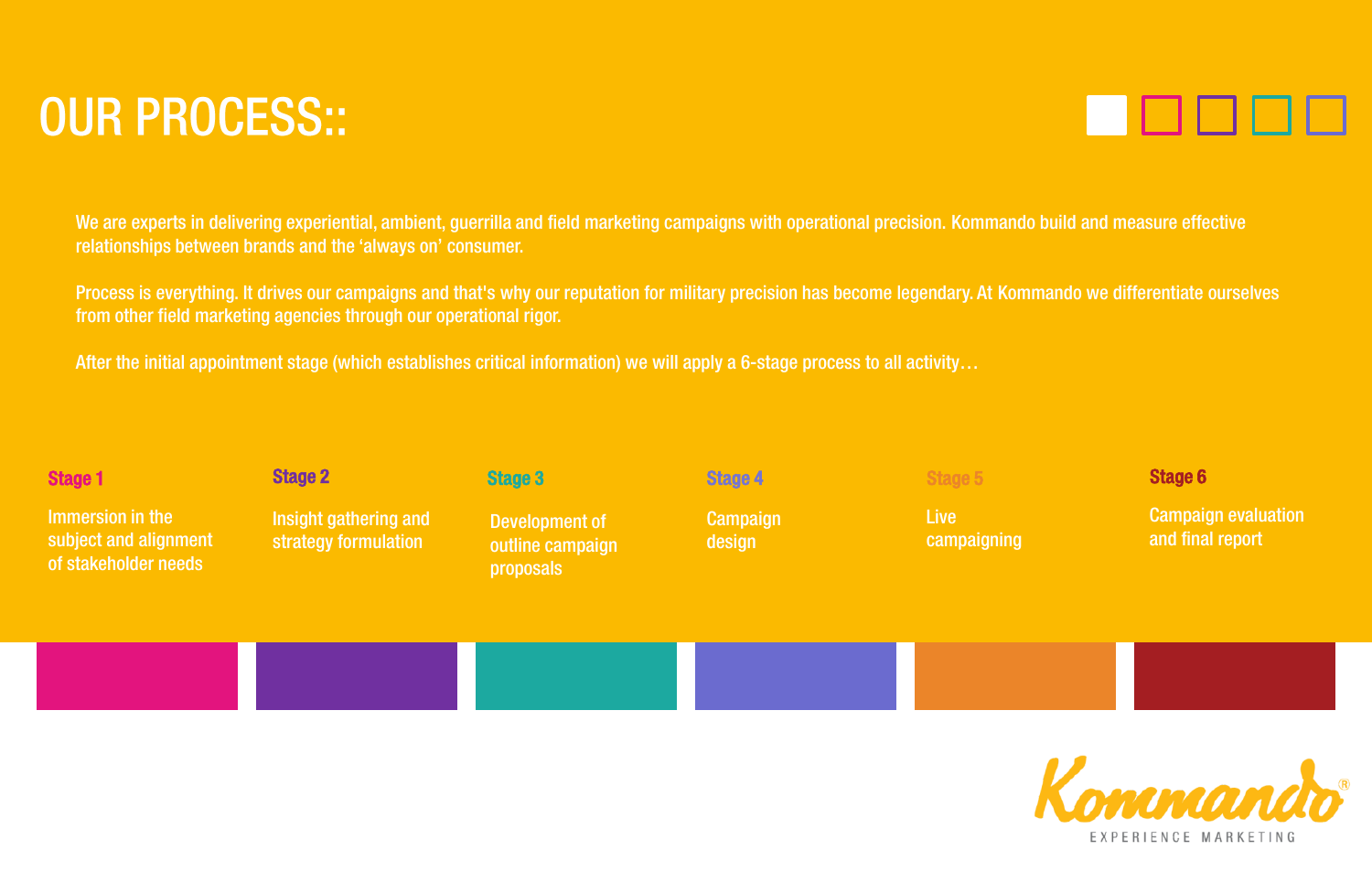# OUR PROCESS::

We are experts in delivering experiential, ambient, guerrilla and field marketing campaigns with operational precision. Kommando build and measure effective relationships between brands and the 'always on' consumer.

Process is everything. It drives our campaigns and that's why our reputation for military precision has become legendary. At Kommando we differentiate ourselves from other field marketing agencies through our operational rigor.

After the initial appointment stage (which establishes critical information) we will apply a 6-stage process to all activity…

**Stage 1**

Immersion in the subject and alignment of stakeholder needs

**Stage 2**

Insight gathering and strategy formulation

**Stage 3**

Development of outline campaign proposals

**Stage 4**

Campaign design

**Stage 5**

Live campaigning

**Stage 6**

Campaign evaluation and final report

Kommando®

EXPERIENCE MARKETING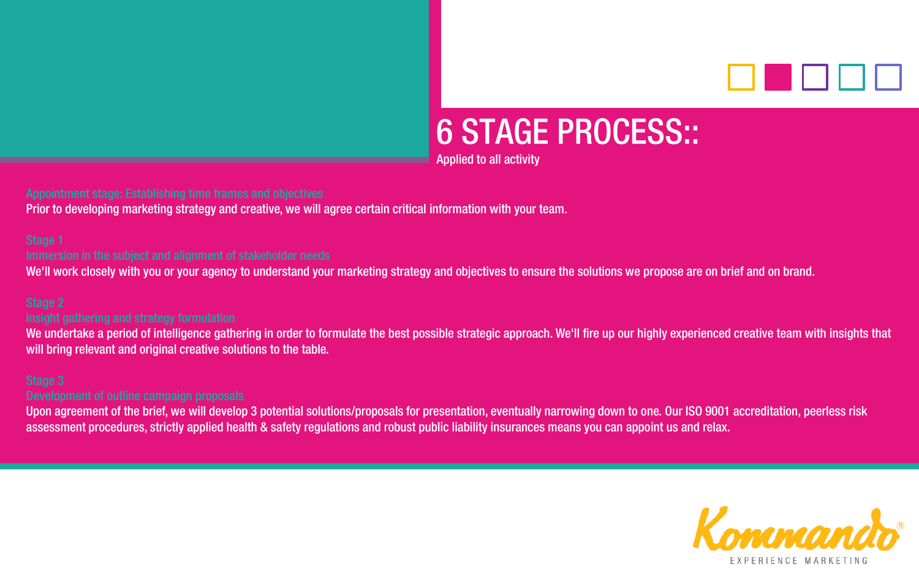# 6 STAGE PROCESS::

Applied to all activity

**Appointment stage: Establishing time frames and objectives**

Prior to developing marketing strategy and creative, we will agree certain critical information with your team.

**Stage 1**

**Immersion in the subject and alignment of stakeholder needs**

We'll work closely with you or your agency to understand your marketing strategy and objectives to ensure the solutions we propose are on brief and on brand.

**Stage 2**

**Insight gathering and strategy formulation**

We undertake a period of intelligence gathering in order to formulate the best possible strategic approach. We'll fire up our highly experienced creative team with insights that will bring relevant and original creative solutions to the table.

**Stage 3**

**Development of outline campaign proposals**

Upon agreement of the brief, we will develop 3 potential solutions/proposals for presentation, eventually narrowing down to one. Our ISO 9001 accreditation, peerless risk assessment procedures, strictly applied health & safety regulations and robust public liability insurances means you can appoint us and relax.

Kommando®

EXPERIENCE MARKETING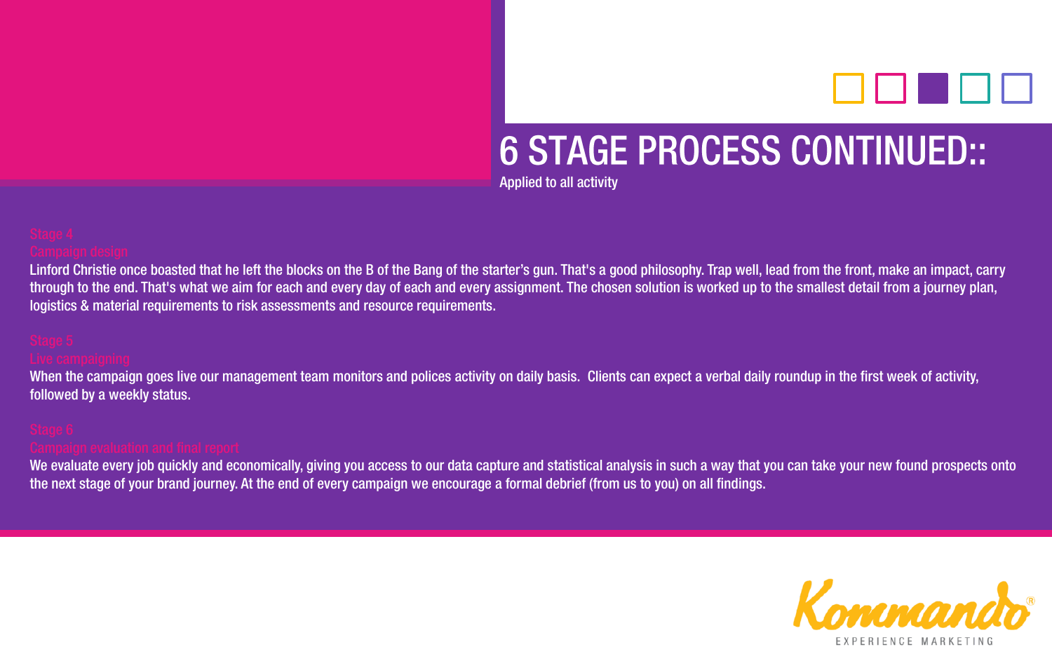# 6 STAGE PROCESS CONTINUED::

Applied to all activity

## Stage 4
### Campaign design

Linford Christie once boasted that he left the blocks on the B of the Bang of the starter's gun. That's a good philosophy. Trap well, lead from the front, make an impact, carry through to the end. That's what we aim for each and every day of each and every assignment. The chosen solution is worked up to the smallest detail from a journey plan, logistics & material requirements to risk assessments and resource requirements.

## Stage 5
### Live campaigning

When the campaign goes live our management team monitors and polices activity on daily basis. Clients can expect a verbal daily roundup in the first week of activity, followed by a weekly status.

## Stage 6
### Campaign evaluation and final report

We evaluate every job quickly and economically, giving you access to our data capture and statistical analysis in such a way that you can take your new found prospects onto the next stage of your brand journey. At the end of every campaign we encourage a formal debrief (from us to you) on all findings.

Kommando®
EXPERIENCE MARKETING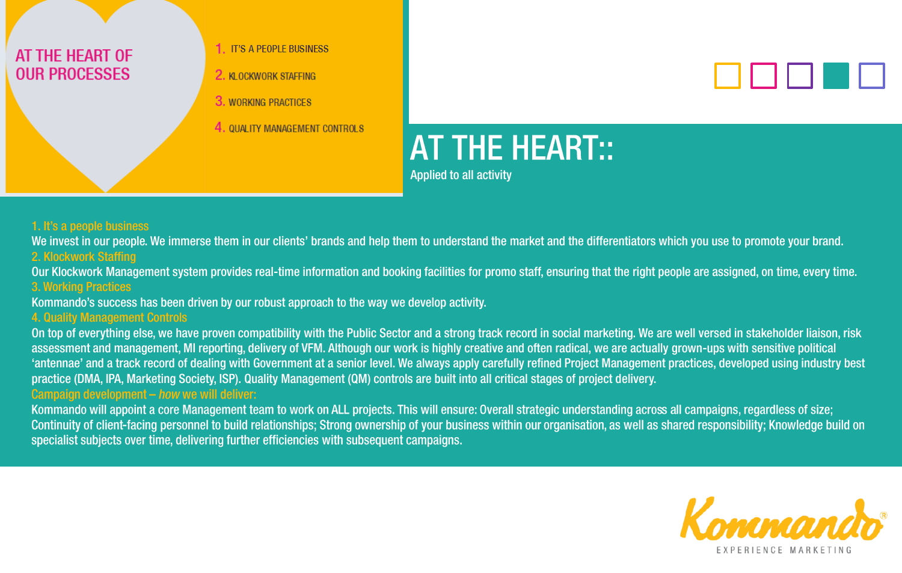## AT THE HEART OF OUR PROCESSES

1. IT'S A PEOPLE BUSINESS
2. KLOCKWORK STAFFING
3. WORKING PRACTICES
4. QUALITY MANAGEMENT CONTROLS

# AT THE HEART::

Applied to all activity

**1. It's a people business**

We invest in our people. We immerse them in our clients' brands and help them to understand the market and the differentiators which you use to promote your brand.

**2. Klockwork Staffing**

Our Klockwork Management system provides real-time information and booking facilities for promo staff, ensuring that the right people are assigned, on time, every time.

**3. Working Practices**

Kommando's success has been driven by our robust approach to the way we develop activity.

**4. Quality Management Controls**

On top of everything else, we have proven compatibility with the Public Sector and a strong track record in social marketing. We are well versed in stakeholder liaison, risk assessment and management, MI reporting, delivery of VFM. Although our work is highly creative and often radical, we are actually grown-ups with sensitive political 'antennae' and a track record of dealing with Government at a senior level. We always apply carefully refined Project Management practices, developed using industry best practice (DMA, IPA, Marketing Society, ISP). Quality Management (QM) controls are built into all critical stages of project delivery.

**Campaign development – *how* we will deliver:**

Kommando will appoint a core Management team to work on ALL projects. This will ensure: Overall strategic understanding across all campaigns, regardless of size; Continuity of client-facing personnel to build relationships; Strong ownership of your business within our organisation, as well as shared responsibility; Knowledge build on specialist subjects over time, delivering further efficiencies with subsequent campaigns.

Kommando®
EXPERIENCE MARKETING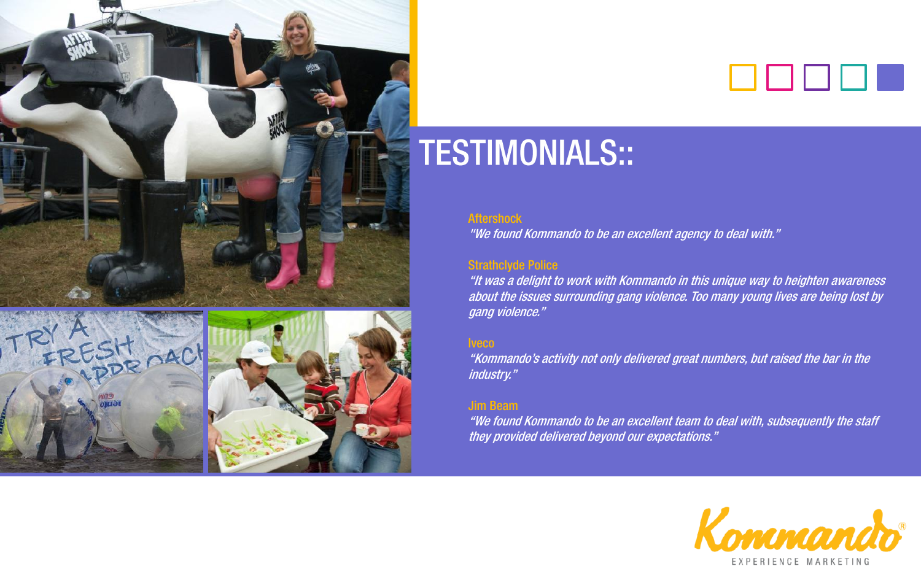# TESTIMONIALS::

**Aftershock**
*"We found Kommando to be an excellent agency to deal with."*

**Strathclyde Police**
*"It was a delight to work with Kommando in this unique way to heighten awareness about the issues surrounding gang violence. Too many young lives are being lost by gang violence."*

**Iveco**
*"Kommando's activity not only delivered great numbers, but raised the bar in the industry."*

**Jim Beam**
*"We found Kommando to be an excellent team to deal with, subsequently the staff they provided delivered beyond our expectations."*

Kommando®
EXPERIENCE MARKETING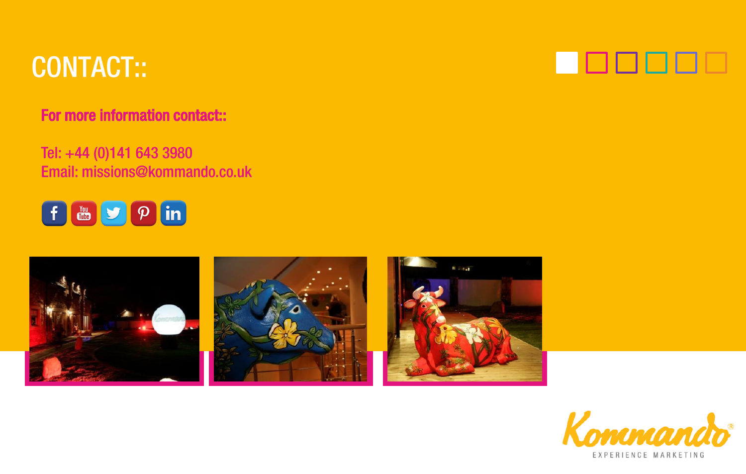# CONTACT::

**For more information contact::**

Tel: +44 (0)141 643 3980
Email: missions@kommando.co.uk

Kommando®
EXPERIENCE MARKETING